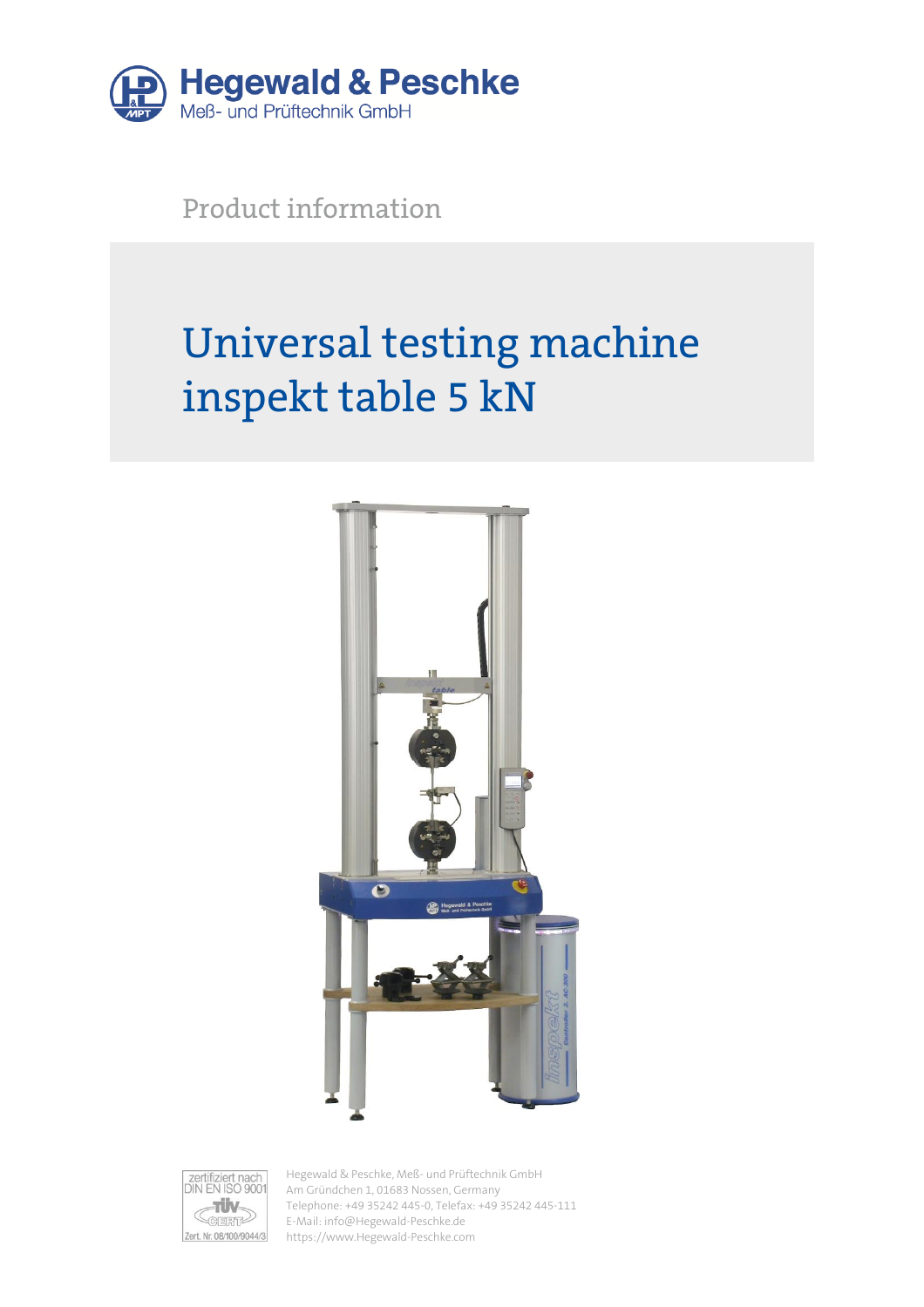Hegewald & Peschke
Meß- und Prüftechnik GmbH

Product information

# Universal testing machine inspekt table 5 kN

zertifiziert nach DIN EN ISO 9001
Zert. Nr. 08/100/9044/3

Hegewald & Peschke, Meß- und Prüftechnik GmbH
Am Gründchen 1, 01683 Nossen, Germany
Telephone: +49 35242 445-0, Telefax: +49 35242 445-111
E-Mail: info@Hegewald-Peschke.de
https://www.Hegewald-Peschke.com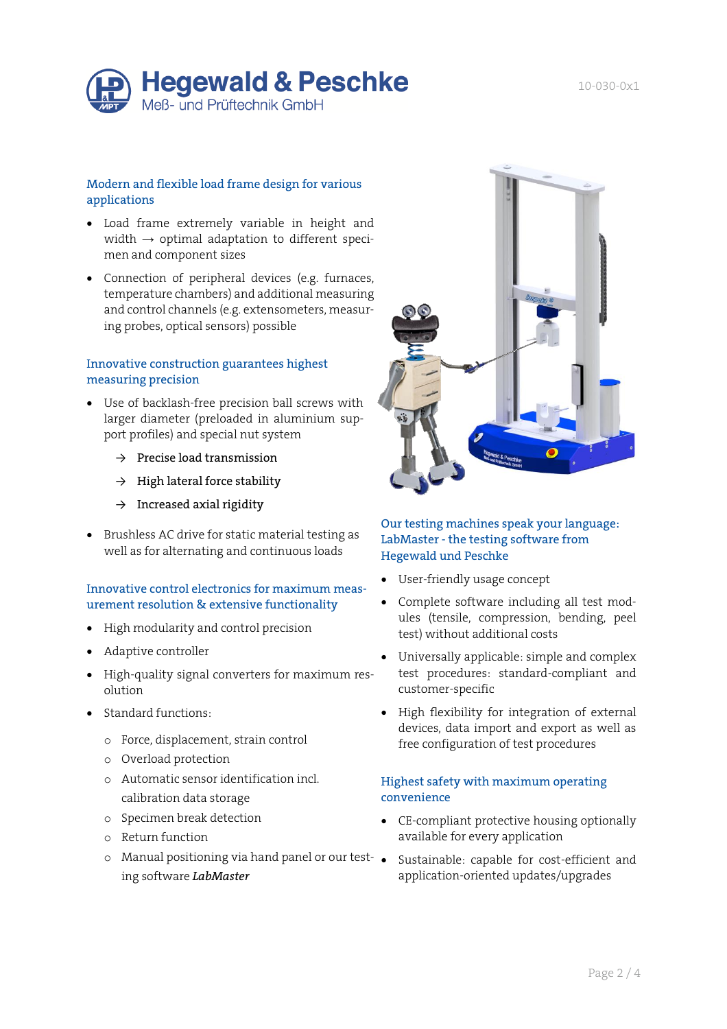## Modern and flexible load frame design for various applications

- Load frame extremely variable in height and width → optimal adaptation to different specimen and component sizes
- Connection of peripheral devices (e.g. furnaces, temperature chambers) and additional measuring and control channels (e.g. extensometers, measuring probes, optical sensors) possible

## Innovative construction guarantees highest measuring precision

- Use of backlash-free precision ball screws with larger diameter (preloaded in aluminium support profiles) and special nut system
  - → Precise load transmission
  - → High lateral force stability
  - → Increased axial rigidity
- Brushless AC drive for static material testing as well as for alternating and continuous loads

## Innovative control electronics for maximum measurement resolution & extensive functionality

- High modularity and control precision
- Adaptive controller
- High-quality signal converters for maximum resolution
- Standard functions:
  - Force, displacement, strain control
  - Overload protection
  - Automatic sensor identification incl. calibration data storage
  - Specimen break detection
  - Return function
  - Manual positioning via hand panel or our testing software ***LabMaster***

## Our testing machines speak your language: LabMaster - the testing software from Hegewald und Peschke

- User-friendly usage concept
- Complete software including all test modules (tensile, compression, bending, peel test) without additional costs
- Universally applicable: simple and complex test procedures: standard-compliant and customer-specific
- High flexibility for integration of external devices, data import and export as well as free configuration of test procedures

## Highest safety with maximum operating convenience

- CE-compliant protective housing optionally available for every application
- Sustainable: capable for cost-efficient and application-oriented updates/upgrades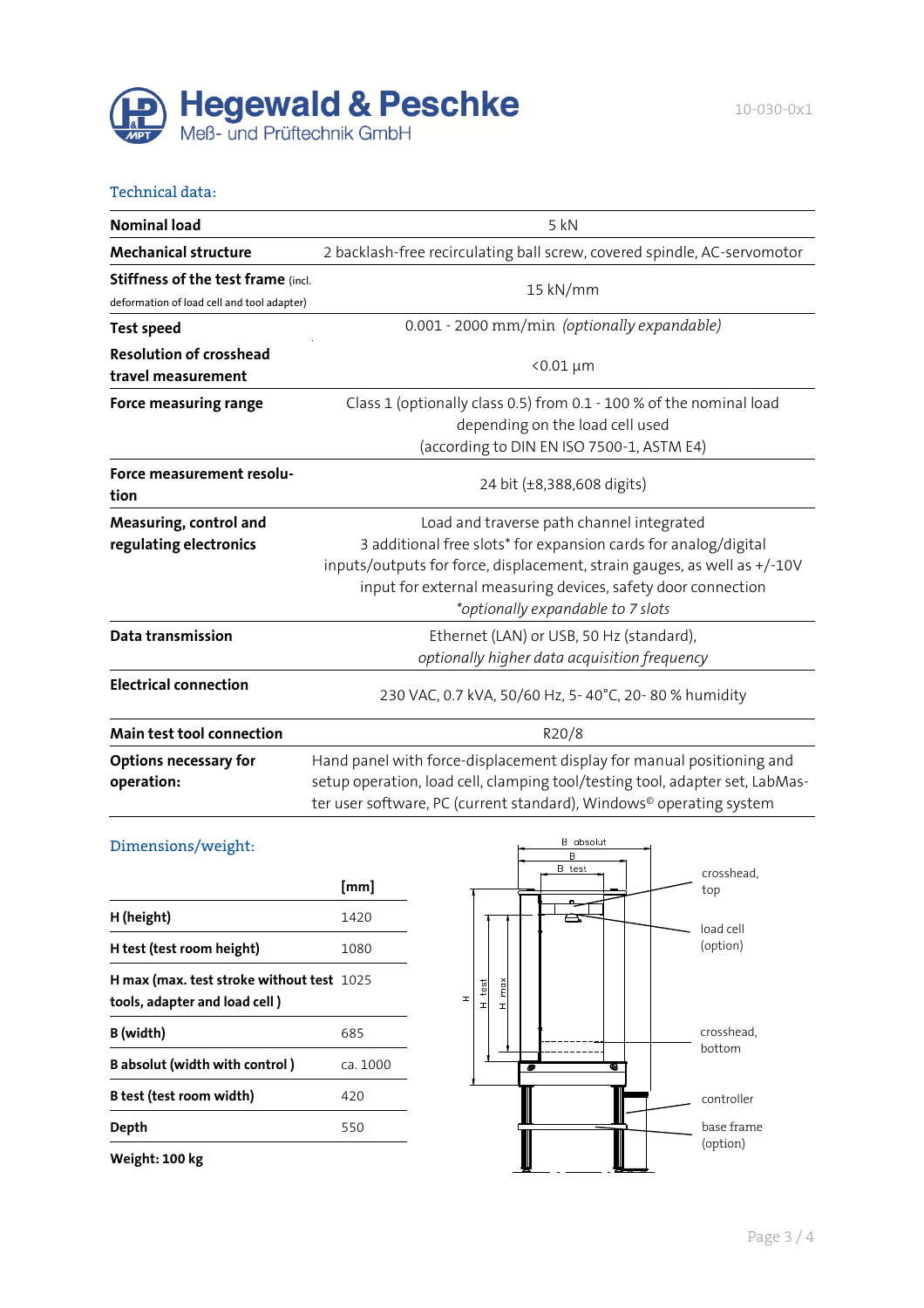## Technical data:

| | |
|---|---|
| **Nominal load** | 5 kN |
| **Mechanical structure** | 2 backlash-free recirculating ball screw, covered spindle, AC-servomotor |
| **Stiffness of the test frame** (incl. deformation of load cell and tool adapter) | 15 kN/mm |
| **Test speed** | 0.001 - 2000 mm/min *(optionally expandable)* |
| **Resolution of crosshead travel measurement** | <0.01 µm |
| **Force measuring range** | Class 1 (optionally class 0.5) from 0.1 - 100 % of the nominal load depending on the load cell used (according to DIN EN ISO 7500-1, ASTM E4) |
| **Force measurement resolution** | 24 bit (±8,388,608 digits) |
| **Measuring, control and regulating electronics** | Load and traverse path channel integrated<br>3 additional free slots* for expansion cards for analog/digital inputs/outputs for force, displacement, strain gauges, as well as +/-10V input for external measuring devices, safety door connection<br>*\*optionally expandable to 7 slots* |
| **Data transmission** | Ethernet (LAN) or USB, 50 Hz (standard), *optionally higher data acquisition frequency* |
| **Electrical connection** | 230 VAC, 0.7 kVA, 50/60 Hz, 5- 40°C, 20- 80 % humidity |
| **Main test tool connection** | R20/8 |
| **Options necessary for operation:** | Hand panel with force-displacement display for manual positioning and setup operation, load cell, clamping tool/testing tool, adapter set, LabMaster user software, PC (current standard), Windows© operating system |

## Dimensions/weight:

| | [mm] |
|---|---|
| **H (height)** | 1420 |
| **H test (test room height)** | 1080 |
| **H max (max. test stroke without test tools, adapter and load cell )** | 1025 |
| **B (width)** | 685 |
| **B absolut (width with control )** | ca. 1000 |
| **B test (test room width)** | 420 |
| **Depth** | 550 |

**Weight: 100 kg**

B absolut
B
B test
H
H test
H max
crosshead, top
load cell (option)
crosshead, bottom
controller
base frame (option)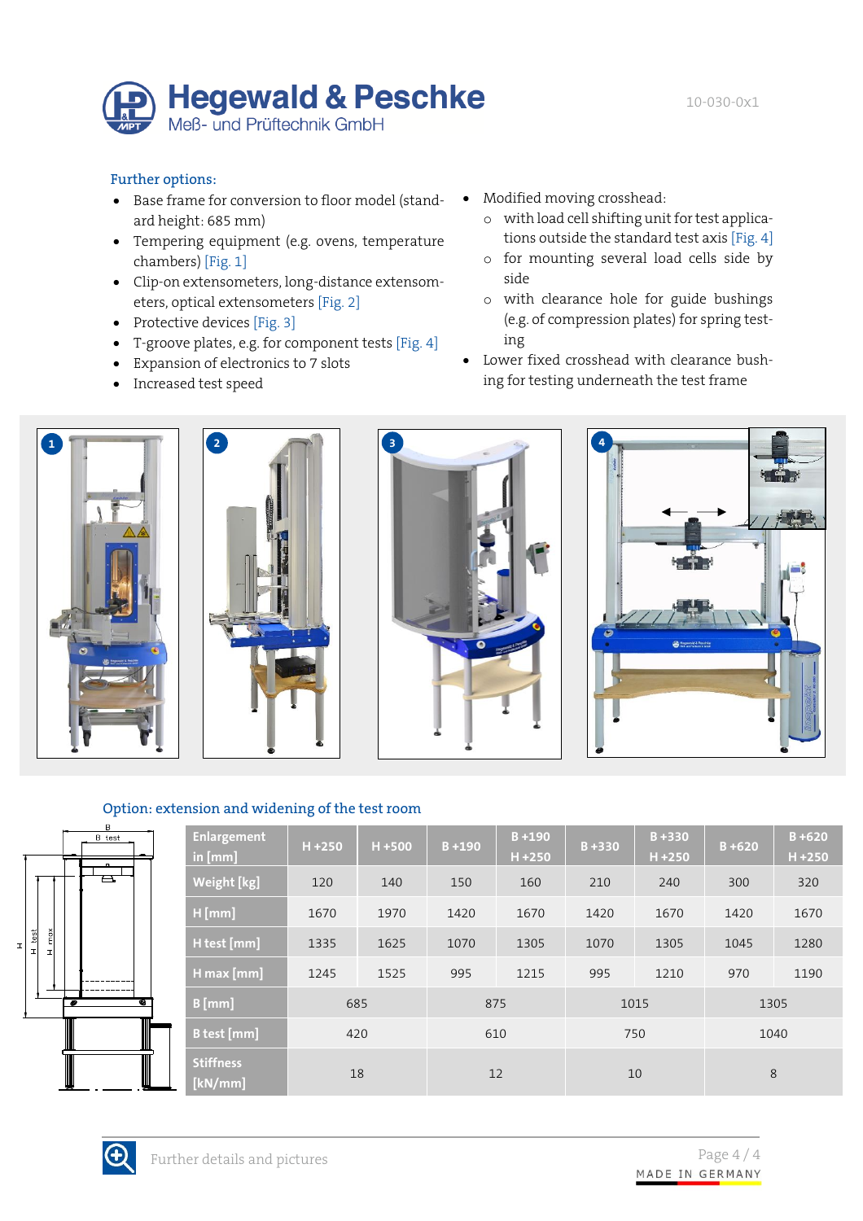## Further options:

- Base frame for conversion to floor model (standard height: 685 mm)
- Tempering equipment (e.g. ovens, temperature chambers) [Fig. 1]
- Clip-on extensometers, long-distance extensometers, optical extensometers [Fig. 2]
- Protective devices [Fig. 3]
- T-groove plates, e.g. for component tests [Fig. 4]
- Expansion of electronics to 7 slots
- Increased test speed
- Modified moving crosshead:
  - with load cell shifting unit for test applications outside the standard test axis [Fig. 4]
  - for mounting several load cells side by side
  - with clearance hole for guide bushings (e.g. of compression plates) for spring testing
- Lower fixed crosshead with clearance bushing for testing underneath the test frame

## Option: extension and widening of the test room

| Enlargement in [mm] | H +250 | H +500 | B +190 | B +190 H +250 | B +330 | B +330 H +250 | B +620 | B +620 H +250 |
|---|---|---|---|---|---|---|---|---|
| Weight [kg] | 120 | 140 | 150 | 160 | 210 | 240 | 300 | 320 |
| H [mm] | 1670 | 1970 | 1420 | 1670 | 1420 | 1670 | 1420 | 1670 |
| H test [mm] | 1335 | 1625 | 1070 | 1305 | 1070 | 1305 | 1045 | 1280 |
| H max [mm] | 1245 | 1525 | 995 | 1215 | 995 | 1210 | 970 | 1190 |
| B [mm] | 685 | | 875 | | 1015 | | 1305 | |
| B test [mm] | 420 | | 610 | | 750 | | 1040 | |
| Stiffness [kN/mm] | 18 | | 12 | | 10 | | 8 | |

Further details and pictures